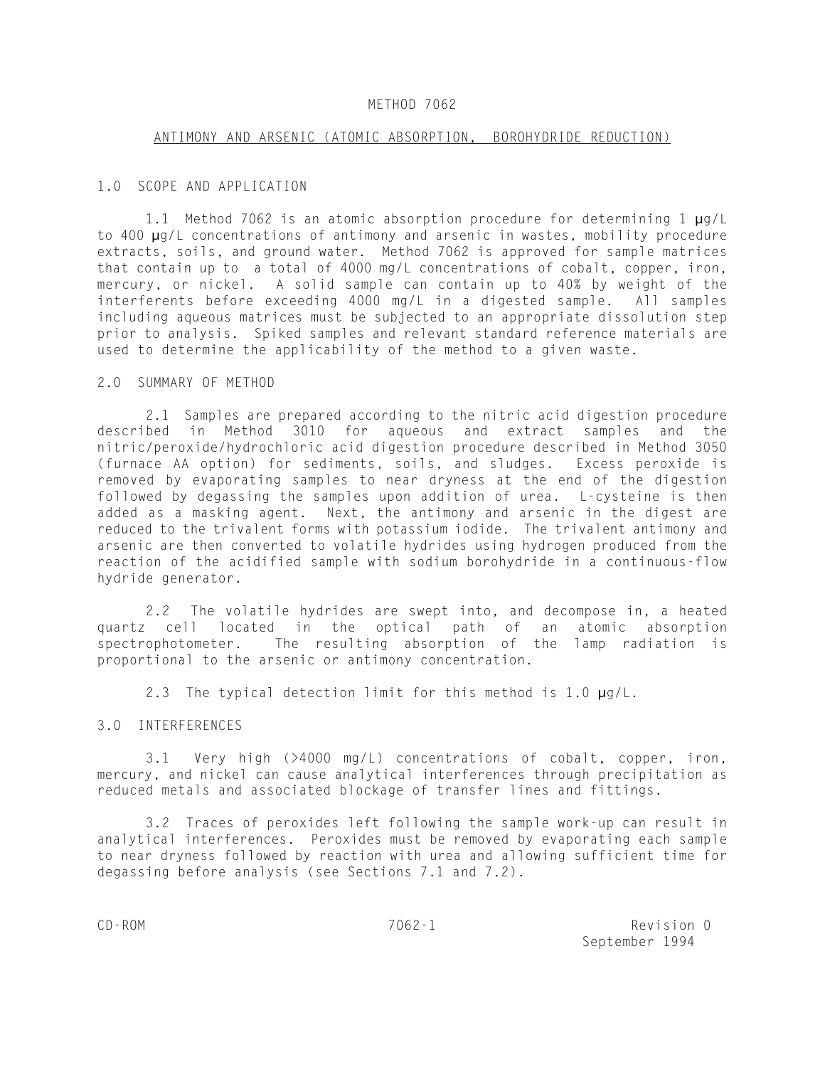# METHOD 7062

## ANTIMONY AND ARSENIC (ATOMIC ABSORPTION, BOROHYDRIDE REDUCTION)

### 1.0 SCOPE AND APPLICATION

1.1 Method 7062 is an atomic absorption procedure for determining 1 µg/L to 400 µg/L concentrations of antimony and arsenic in wastes, mobility procedure extracts, soils, and ground water. Method 7062 is approved for sample matrices that contain up to a total of 4000 mg/L concentrations of cobalt, copper, iron, mercury, or nickel. A solid sample can contain up to 40% by weight of the interferents before exceeding 4000 mg/L in a digested sample. All samples including aqueous matrices must be subjected to an appropriate dissolution step prior to analysis. Spiked samples and relevant standard reference materials are used to determine the applicability of the method to a given waste.

### 2.0 SUMMARY OF METHOD

2.1 Samples are prepared according to the nitric acid digestion procedure described in Method 3010 for aqueous and extract samples and the nitric/peroxide/hydrochloric acid digestion procedure described in Method 3050 (furnace AA option) for sediments, soils, and sludges. Excess peroxide is removed by evaporating samples to near dryness at the end of the digestion followed by degassing the samples upon addition of urea. L-cysteine is then added as a masking agent. Next, the antimony and arsenic in the digest are reduced to the trivalent forms with potassium iodide. The trivalent antimony and arsenic are then converted to volatile hydrides using hydrogen produced from the reaction of the acidified sample with sodium borohydride in a continuous-flow hydride generator.

2.2 The volatile hydrides are swept into, and decompose in, a heated quartz cell located in the optical path of an atomic absorption spectrophotometer. The resulting absorption of the lamp radiation is proportional to the arsenic or antimony concentration.

2.3 The typical detection limit for this method is 1.0 µg/L.

### 3.0 INTERFERENCES

3.1 Very high (>4000 mg/L) concentrations of cobalt, copper, iron, mercury, and nickel can cause analytical interferences through precipitation as reduced metals and associated blockage of transfer lines and fittings.

3.2 Traces of peroxides left following the sample work-up can result in analytical interferences. Peroxides must be removed by evaporating each sample to near dryness followed by reaction with urea and allowing sufficient time for degassing before analysis (see Sections 7.1 and 7.2).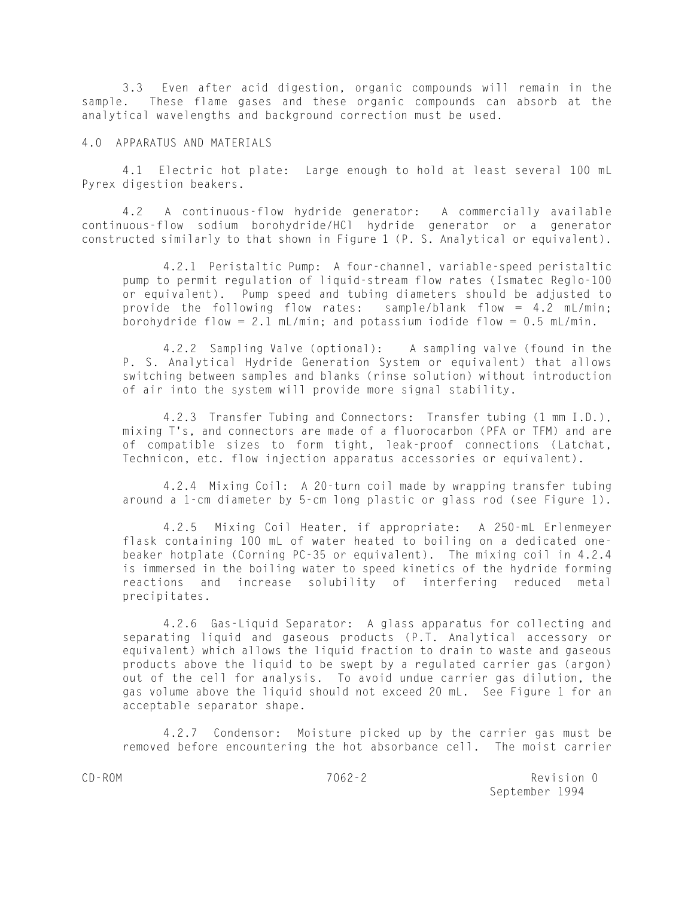3.3 Even after acid digestion, organic compounds will remain in the sample. These flame gases and these organic compounds can absorb at the analytical wavelengths and background correction must be used.

## 4.0 APPARATUS AND MATERIALS

4.1 Electric hot plate: Large enough to hold at least several 100 mL Pyrex digestion beakers.

4.2 A continuous-flow hydride generator: A commercially available continuous-flow sodium borohydride/HCl hydride generator or a generator constructed similarly to that shown in Figure 1 (P. S. Analytical or equivalent).

4.2.1 Peristaltic Pump: A four-channel, variable-speed peristaltic pump to permit regulation of liquid-stream flow rates (Ismatec Reglo-100 or equivalent). Pump speed and tubing diameters should be adjusted to provide the following flow rates: sample/blank flow = 4.2 mL/min; borohydride flow = 2.1 mL/min; and potassium iodide flow = 0.5 mL/min.

4.2.2 Sampling Valve (optional): A sampling valve (found in the P. S. Analytical Hydride Generation System or equivalent) that allows switching between samples and blanks (rinse solution) without introduction of air into the system will provide more signal stability.

4.2.3 Transfer Tubing and Connectors: Transfer tubing (1 mm I.D.), mixing T's, and connectors are made of a fluorocarbon (PFA or TFM) and are of compatible sizes to form tight, leak-proof connections (Latchat, Technicon, etc. flow injection apparatus accessories or equivalent).

4.2.4 Mixing Coil: A 20-turn coil made by wrapping transfer tubing around a 1-cm diameter by 5-cm long plastic or glass rod (see Figure 1).

4.2.5 Mixing Coil Heater, if appropriate: A 250-mL Erlenmeyer flask containing 100 mL of water heated to boiling on a dedicated one-beaker hotplate (Corning PC-35 or equivalent). The mixing coil in 4.2.4 is immersed in the boiling water to speed kinetics of the hydride forming reactions and increase solubility of interfering reduced metal precipitates.

4.2.6 Gas-Liquid Separator: A glass apparatus for collecting and separating liquid and gaseous products (P.T. Analytical accessory or equivalent) which allows the liquid fraction to drain to waste and gaseous products above the liquid to be swept by a regulated carrier gas (argon) out of the cell for analysis. To avoid undue carrier gas dilution, the gas volume above the liquid should not exceed 20 mL. See Figure 1 for an acceptable separator shape.

4.2.7 Condensor: Moisture picked up by the carrier gas must be removed before encountering the hot absorbance cell. The moist carrier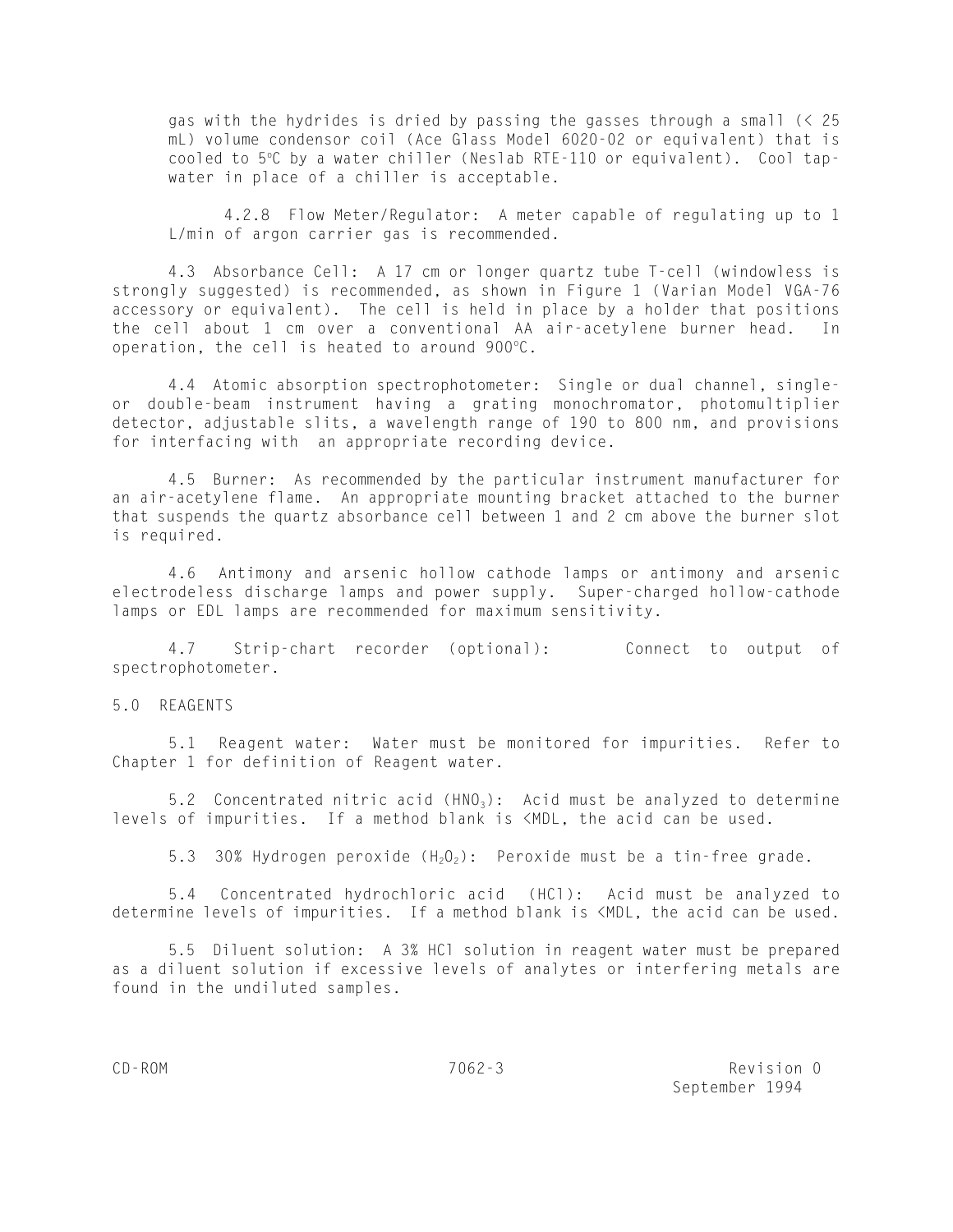gas with the hydrides is dried by passing the gasses through a small (< 25 mL) volume condensor coil (Ace Glass Model 6020-02 or equivalent) that is cooled to 5°C by a water chiller (Neslab RTE-110 or equivalent). Cool tap-water in place of a chiller is acceptable.

4.2.8 Flow Meter/Regulator: A meter capable of regulating up to 1 L/min of argon carrier gas is recommended.

4.3 Absorbance Cell: A 17 cm or longer quartz tube T-cell (windowless is strongly suggested) is recommended, as shown in Figure 1 (Varian Model VGA-76 accessory or equivalent). The cell is held in place by a holder that positions the cell about 1 cm over a conventional AA air-acetylene burner head. In operation, the cell is heated to around 900°C.

4.4 Atomic absorption spectrophotometer: Single or dual channel, single- or double-beam instrument having a grating monochromator, photomultiplier detector, adjustable slits, a wavelength range of 190 to 800 nm, and provisions for interfacing with an appropriate recording device.

4.5 Burner: As recommended by the particular instrument manufacturer for an air-acetylene flame. An appropriate mounting bracket attached to the burner that suspends the quartz absorbance cell between 1 and 2 cm above the burner slot is required.

4.6 Antimony and arsenic hollow cathode lamps or antimony and arsenic electrodeless discharge lamps and power supply. Super-charged hollow-cathode lamps or EDL lamps are recommended for maximum sensitivity.

4.7 Strip-chart recorder (optional): Connect to output of spectrophotometer.

## 5.0 REAGENTS

5.1 Reagent water: Water must be monitored for impurities. Refer to Chapter 1 for definition of Reagent water.

5.2 Concentrated nitric acid ($HNO_3$): Acid must be analyzed to determine levels of impurities. If a method blank is <MDL, the acid can be used.

5.3 30% Hydrogen peroxide ($H_2O_2$): Peroxide must be a tin-free grade.

5.4 Concentrated hydrochloric acid (HCl): Acid must be analyzed to determine levels of impurities. If a method blank is <MDL, the acid can be used.

5.5 Diluent solution: A 3% HCl solution in reagent water must be prepared as a diluent solution if excessive levels of analytes or interfering metals are found in the undiluted samples.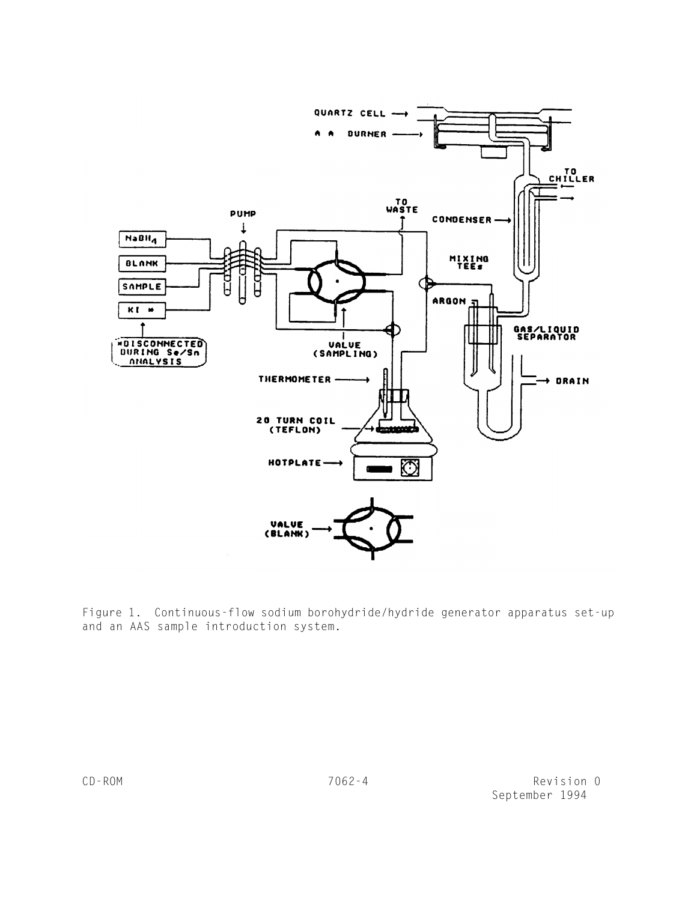Figure 1. Continuous-flow sodium borohydride/hydride generator apparatus set-up and an AAS sample introduction system.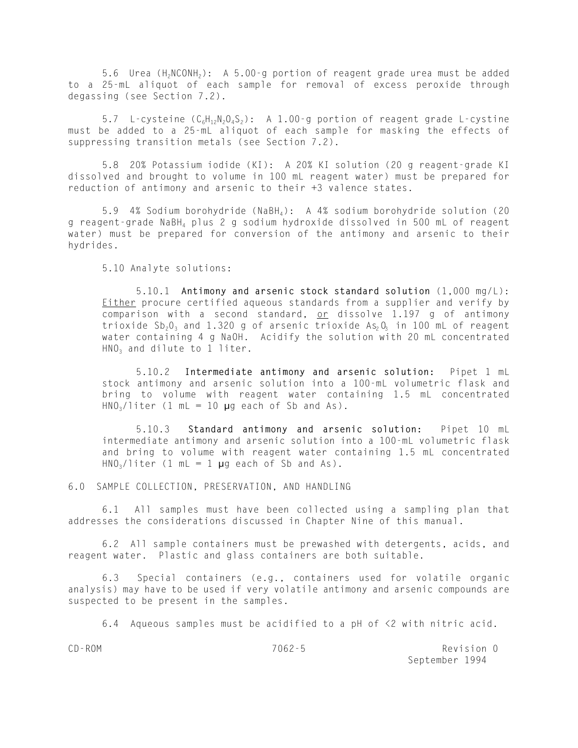5.6 Urea ($H_2NCONH_2$): A 5.00-g portion of reagent grade urea must be added to a 25-mL aliquot of each sample for removal of excess peroxide through degassing (see Section 7.2).

5.7 L-cysteine ($C_6H_{12}N_2O_4S_2$): A 1.00-g portion of reagent grade L-cystine must be added to a 25-mL aliquot of each sample for masking the effects of suppressing transition metals (see Section 7.2).

5.8 20% Potassium iodide (KI): A 20% KI solution (20 g reagent-grade KI dissolved and brought to volume in 100 mL reagent water) must be prepared for reduction of antimony and arsenic to their +3 valence states.

5.9 4% Sodium borohydride ($NaBH_4$): A 4% sodium borohydride solution (20 g reagent-grade $NaBH_4$ plus 2 g sodium hydroxide dissolved in 500 mL of reagent water) must be prepared for conversion of the antimony and arsenic to their hydrides.

5.10 Analyte solutions:

5.10.1 **Antimony and arsenic stock standard solution** (1,000 mg/L): Either procure certified aqueous standards from a supplier and verify by comparison with a second standard, or dissolve 1.197 g of antimony trioxide $Sb_2O_3$ and 1.320 g of arsenic trioxide $As_2O_3$ in 100 mL of reagent water containing 4 g NaOH. Acidify the solution with 20 mL concentrated $HNO_3$ and dilute to 1 liter.

5.10.2 **Intermediate antimony and arsenic solution:** Pipet 1 mL stock antimony and arsenic solution into a 100-mL volumetric flask and bring to volume with reagent water containing 1.5 mL concentrated $HNO_3$/liter (1 mL = 10 µg each of Sb and As).

5.10.3 **Standard antimony and arsenic solution:** Pipet 10 mL intermediate antimony and arsenic solution into a 100-mL volumetric flask and bring to volume with reagent water containing 1.5 mL concentrated $HNO_3$/liter (1 mL = 1 µg each of Sb and As).

## 6.0 SAMPLE COLLECTION, PRESERVATION, AND HANDLING

6.1 All samples must have been collected using a sampling plan that addresses the considerations discussed in Chapter Nine of this manual.

6.2 All sample containers must be prewashed with detergents, acids, and reagent water. Plastic and glass containers are both suitable.

6.3 Special containers (e.g., containers used for volatile organic analysis) may have to be used if very volatile antimony and arsenic compounds are suspected to be present in the samples.

6.4 Aqueous samples must be acidified to a pH of <2 with nitric acid.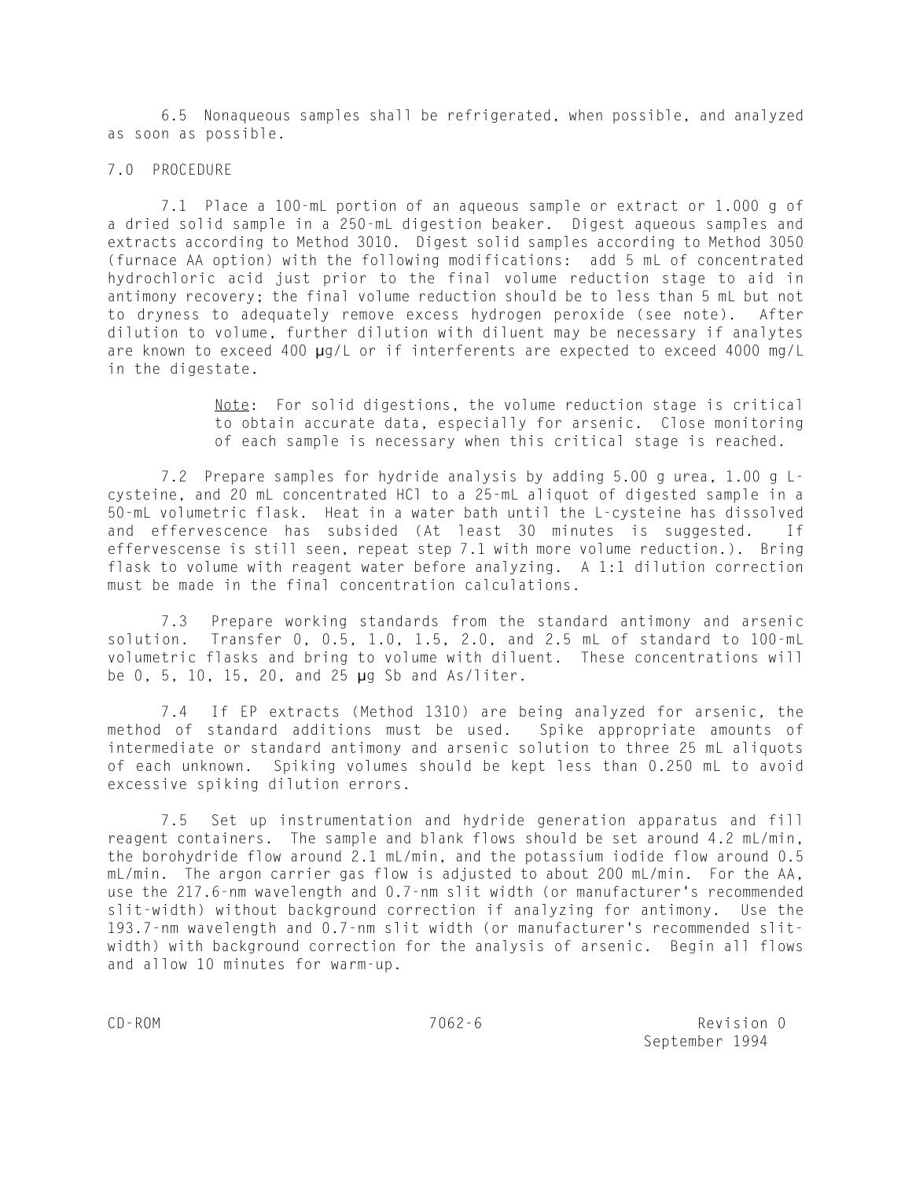6.5 Nonaqueous samples shall be refrigerated, when possible, and analyzed as soon as possible.

## 7.0 PROCEDURE

7.1 Place a 100-mL portion of an aqueous sample or extract or 1.000 g of a dried solid sample in a 250-mL digestion beaker. Digest aqueous samples and extracts according to Method 3010. Digest solid samples according to Method 3050 (furnace AA option) with the following modifications: add 5 mL of concentrated hydrochloric acid just prior to the final volume reduction stage to aid in antimony recovery; the final volume reduction should be to less than 5 mL but not to dryness to adequately remove excess hydrogen peroxide (see note). After dilution to volume, further dilution with diluent may be necessary if analytes are known to exceed 400 µg/L or if interferents are expected to exceed 4000 mg/L in the digestate.

> Note: For solid digestions, the volume reduction stage is critical to obtain accurate data, especially for arsenic. Close monitoring of each sample is necessary when this critical stage is reached.

7.2 Prepare samples for hydride analysis by adding 5.00 g urea, 1.00 g L-cysteine, and 20 mL concentrated HCl to a 25-mL aliquot of digested sample in a 50-mL volumetric flask. Heat in a water bath until the L-cysteine has dissolved and effervescence has subsided (At least 30 minutes is suggested. If effervescense is still seen, repeat step 7.1 with more volume reduction.). Bring flask to volume with reagent water before analyzing. A 1:1 dilution correction must be made in the final concentration calculations.

7.3 Prepare working standards from the standard antimony and arsenic solution. Transfer 0, 0.5, 1.0, 1.5, 2.0, and 2.5 mL of standard to 100-mL volumetric flasks and bring to volume with diluent. These concentrations will be 0, 5, 10, 15, 20, and 25 µg Sb and As/liter.

7.4 If EP extracts (Method 1310) are being analyzed for arsenic, the method of standard additions must be used. Spike appropriate amounts of intermediate or standard antimony and arsenic solution to three 25 mL aliquots of each unknown. Spiking volumes should be kept less than 0.250 mL to avoid excessive spiking dilution errors.

7.5 Set up instrumentation and hydride generation apparatus and fill reagent containers. The sample and blank flows should be set around 4.2 mL/min, the borohydride flow around 2.1 mL/min, and the potassium iodide flow around 0.5 mL/min. The argon carrier gas flow is adjusted to about 200 mL/min. For the AA, use the 217.6-nm wavelength and 0.7-nm slit width (or manufacturer's recommended slit-width) without background correction if analyzing for antimony. Use the 193.7-nm wavelength and 0.7-nm slit width (or manufacturer's recommended slit-width) with background correction for the analysis of arsenic. Begin all flows and allow 10 minutes for warm-up.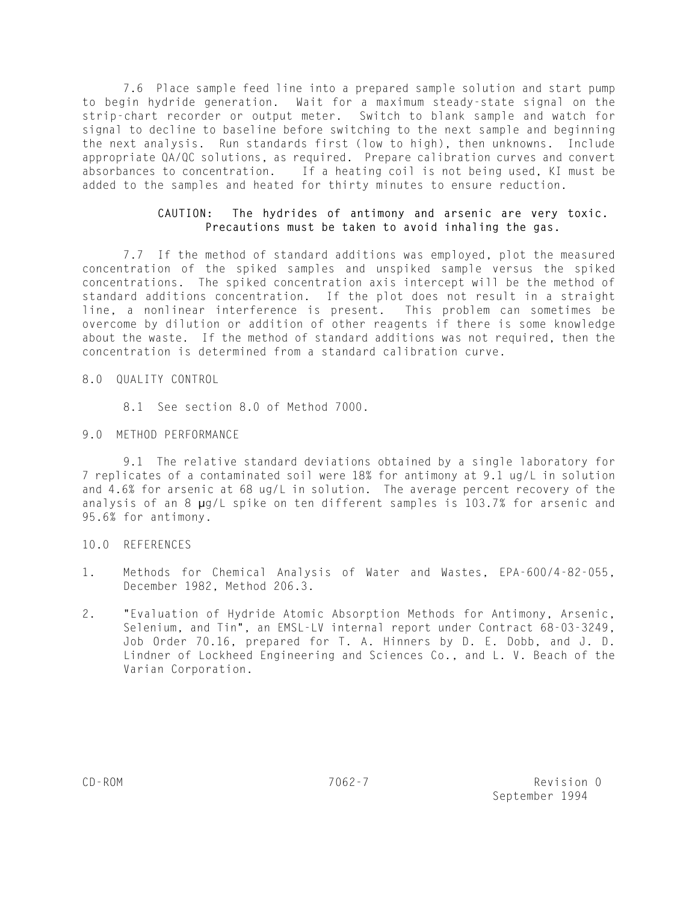7.6 Place sample feed line into a prepared sample solution and start pump to begin hydride generation. Wait for a maximum steady-state signal on the strip-chart recorder or output meter. Switch to blank sample and watch for signal to decline to baseline before switching to the next sample and beginning the next analysis. Run standards first (low to high), then unknowns. Include appropriate QA/QC solutions, as required. Prepare calibration curves and convert absorbances to concentration. If a heating coil is not being used, KI must be added to the samples and heated for thirty minutes to ensure reduction.

**CAUTION: The hydrides of antimony and arsenic are very toxic. Precautions must be taken to avoid inhaling the gas.**

7.7 If the method of standard additions was employed, plot the measured concentration of the spiked samples and unspiked sample versus the spiked concentrations. The spiked concentration axis intercept will be the method of standard additions concentration. If the plot does not result in a straight line, a nonlinear interference is present. This problem can sometimes be overcome by dilution or addition of other reagents if there is some knowledge about the waste. If the method of standard additions was not required, then the concentration is determined from a standard calibration curve.

## 8.0 QUALITY CONTROL

8.1 See section 8.0 of Method 7000.

## 9.0 METHOD PERFORMANCE

9.1 The relative standard deviations obtained by a single laboratory for 7 replicates of a contaminated soil were 18% for antimony at 9.1 ug/L in solution and 4.6% for arsenic at 68 ug/L in solution. The average percent recovery of the analysis of an 8 µg/L spike on ten different samples is 103.7% for arsenic and 95.6% for antimony.

## 10.0 REFERENCES

1. Methods for Chemical Analysis of Water and Wastes, EPA-600/4-82-055, December 1982, Method 206.3.

2. "Evaluation of Hydride Atomic Absorption Methods for Antimony, Arsenic, Selenium, and Tin", an EMSL-LV internal report under Contract 68-03-3249, Job Order 70.16, prepared for T. A. Hinners by D. E. Dobb, and J. D. Lindner of Lockheed Engineering and Sciences Co., and L. V. Beach of the Varian Corporation.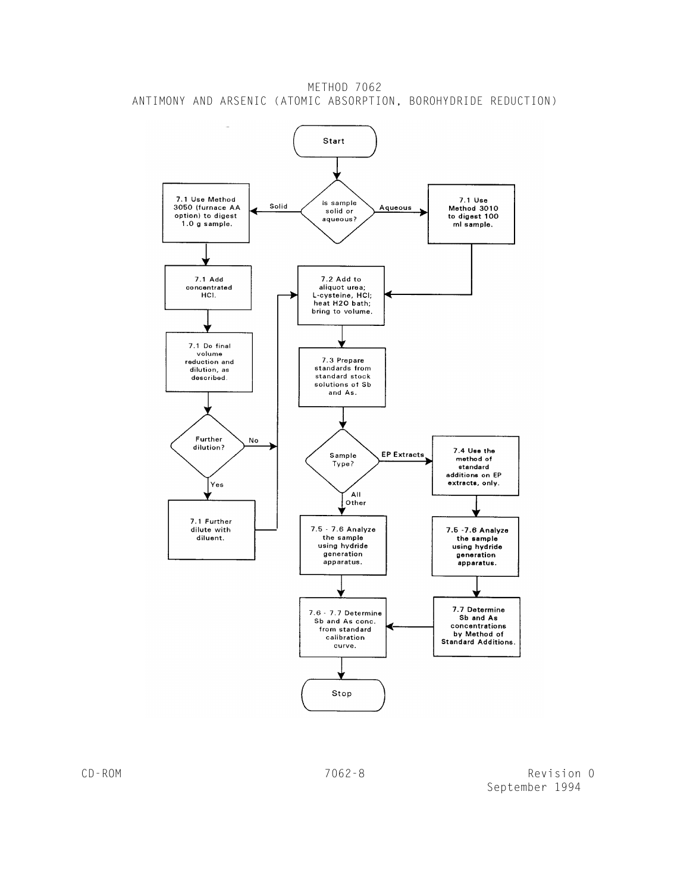# METHOD 7062

## ANTIMONY AND ARSENIC (ATOMIC ABSORPTION, BOROHYDRIDE REDUCTION)

Start

Is sample solid or aqueous?

Solid

Aqueous

7.1 Use Method 3050 (furnace AA option) to digest 1.0 g sample.

7.1 Use Method 3010 to digest 100 ml sample.

7.1 Add concentrated HCl.

7.2 Add to aliquot urea; L-cysteine, HCl; heat H2O bath; bring to volume.

7.1 Do final volume reduction and dilution, as described.

7.3 Prepare standards from standard stock solutions of Sb and As.

Further dilution?

No

Yes

7.1 Further dilute with diluent.

Sample Type?

EP Extracts

All Other

7.4 Use the method of standard additions on EP extracts, only.

7.5 - 7.6 Analyze the sample using hydride generation apparatus.

7.5 -7.6 Analyze the sample using hydride generation apparatus.

7.6 - 7.7 Determine Sb and As conc. from standard calibration curve.

7.7 Determine Sb and As concentrations by Method of Standard Additions.

Stop